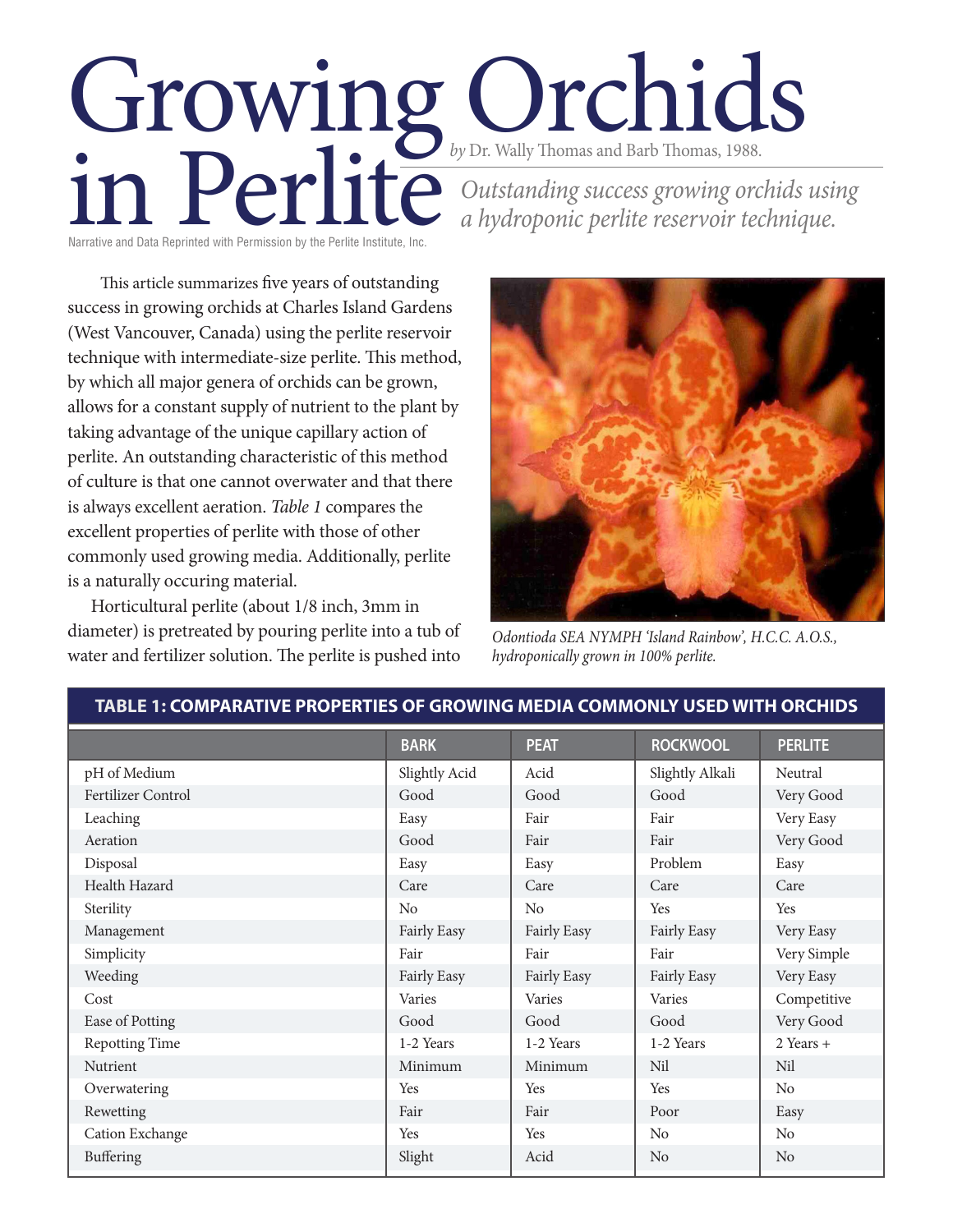# Growing Orchids in Perlite

*by* Dr. Wally Thomas and Barb Thomas, 1988.

*Outstanding success growing orchids using a hydroponic perlite reservoir technique.*

Narrative and Data Reprinted with Permission by the Perlite Institute, Inc.

This article summarizes five years of outstanding success in growing orchids at Charles Island Gardens (West Vancouver, Canada) using the perlite reservoir technique with intermediate-size perlite. This method, by which all major genera of orchids can be grown, allows for a constant supply of nutrient to the plant by taking advantage of the unique capillary action of perlite. An outstanding characteristic of this method of culture is that one cannot overwater and that there is always excellent aeration. *Table 1* compares the excellent properties of perlite with those of other commonly used growing media. Additionally, perlite is a naturally occuring material.

Horticultural perlite (about 1/8 inch, 3mm in diameter) is pretreated by pouring perlite into a tub of water and fertilizer solution. The perlite is pushed into

*Odontioda SEA NYMPH 'Island Rainbow', H.C.C. A.O.S., hydroponically grown in 100% perlite.*

**TABLE 1: COMPARATIVE PROPERTIES OF GROWING MEDIA COMMONLY USED WITH ORCHIDS**

| | BARK | PEAT | ROCKWOOL | PERLITE |
|---|---|---|---|---|
| pH of Medium | Slightly Acid | Acid | Slightly Alkali | Neutral |
| Fertilizer Control | Good | Good | Good | Very Good |
| Leaching | Easy | Fair | Fair | Very Easy |
| Aeration | Good | Fair | Fair | Very Good |
| Disposal | Easy | Easy | Problem | Easy |
| Health Hazard | Care | Care | Care | Care |
| Sterility | No | No | Yes | Yes |
| Management | Fairly Easy | Fairly Easy | Fairly Easy | Very Easy |
| Simplicity | Fair | Fair | Fair | Very Simple |
| Weeding | Fairly Easy | Fairly Easy | Fairly Easy | Very Easy |
| Cost | Varies | Varies | Varies | Competitive |
| Ease of Potting | Good | Good | Good | Very Good |
| Repotting Time | 1-2 Years | 1-2 Years | 1-2 Years | 2 Years + |
| Nutrient | Minimum | Minimum | Nil | Nil |
| Overwatering | Yes | Yes | Yes | No |
| Rewetting | Fair | Fair | Poor | Easy |
| Cation Exchange | Yes | Yes | No | No |
| Buffering | Slight | Acid | No | No |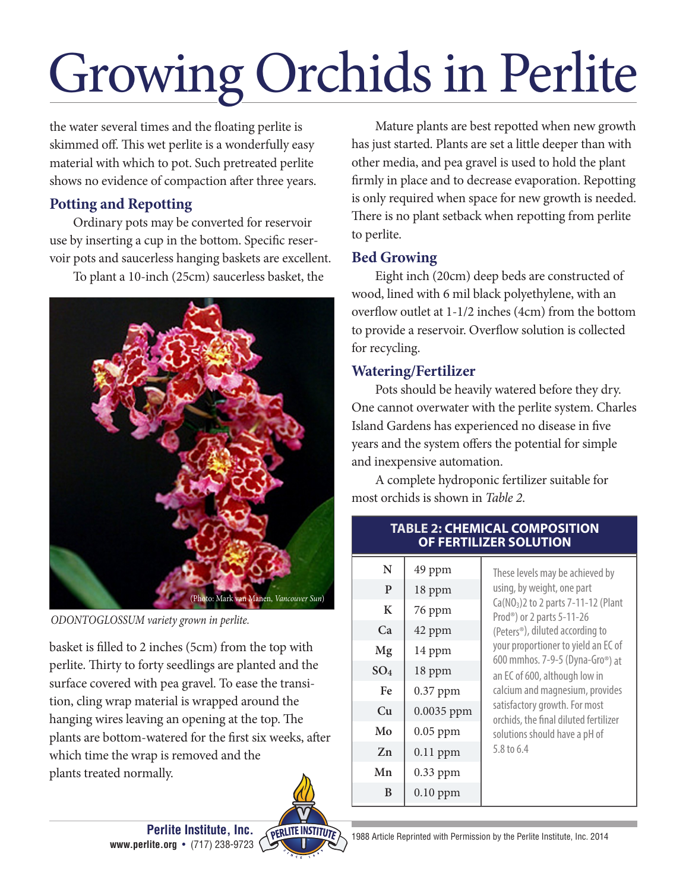# Growing Orchids in Perlite

the water several times and the floating perlite is skimmed off. This wet perlite is a wonderfully easy material with which to pot. Such pretreated perlite shows no evidence of compaction after three years.

## Potting and Repotting

Ordinary pots may be converted for reservoir use by inserting a cup in the bottom. Specific reservoir pots and saucerless hanging baskets are excellent.

To plant a 10-inch (25cm) saucerless basket, the basket is filled to 2 inches (5cm) from the top with perlite. Thirty to forty seedlings are planted and the surface covered with pea gravel. To ease the transition, cling wrap material is wrapped around the hanging wires leaving an opening at the top. The plants are bottom-watered for the first six weeks, after which time the wrap is removed and the plants treated normally.

(Photo: Mark van Manen, *Vancouver Sun*)

*ODONTOGLOSSUM variety grown in perlite.*

Mature plants are best repotted when new growth has just started. Plants are set a little deeper than with other media, and pea gravel is used to hold the plant firmly in place and to decrease evaporation. Repotting is only required when space for new growth is needed. There is no plant setback when repotting from perlite to perlite.

## Bed Growing

Eight inch (20cm) deep beds are constructed of wood, lined with 6 mil black polyethylene, with an overflow outlet at 1-1/2 inches (4cm) from the bottom to provide a reservoir. Overflow solution is collected for recycling.

## Watering/Fertilizer

Pots should be heavily watered before they dry. One cannot overwater with the perlite system. Charles Island Gardens has experienced no disease in five years and the system offers the potential for simple and inexpensive automation.

A complete hydroponic fertilizer suitable for most orchids is shown in *Table 2*.

**TABLE 2: CHEMICAL COMPOSITION OF FERTILIZER SOLUTION**

| | |
|---|---|
| N | 49 ppm |
| P | 18 ppm |
| K | 76 ppm |
| Ca | 42 ppm |
| Mg | 14 ppm |
| $SO_4$ | 18 ppm |
| Fe | 0.37 ppm |
| Cu | 0.0035 ppm |
| Mo | 0.05 ppm |
| Zn | 0.11 ppm |
| Mn | 0.33 ppm |
| B | 0.10 ppm |

These levels may be achieved by using, by weight, one part $Ca(NO_3)2$ to 2 parts 7-11-12 (Plant Prod®) or 2 parts 5-11-26 (Peters®), diluted according to your proportioner to yield an EC of 600 mmhos. 7-9-5 (Dyna-Gro®) at an EC of 600, although low in calcium and magnesium, provides satisfactory growth. For most orchids, the final diluted fertilizer solutions should have a pH of 5.8 to 6.4

**Perlite Institute, Inc.**
www.perlite.org • (717) 238-9723

1988 Article Reprinted with Permission by the Perlite Institute, Inc. 2014